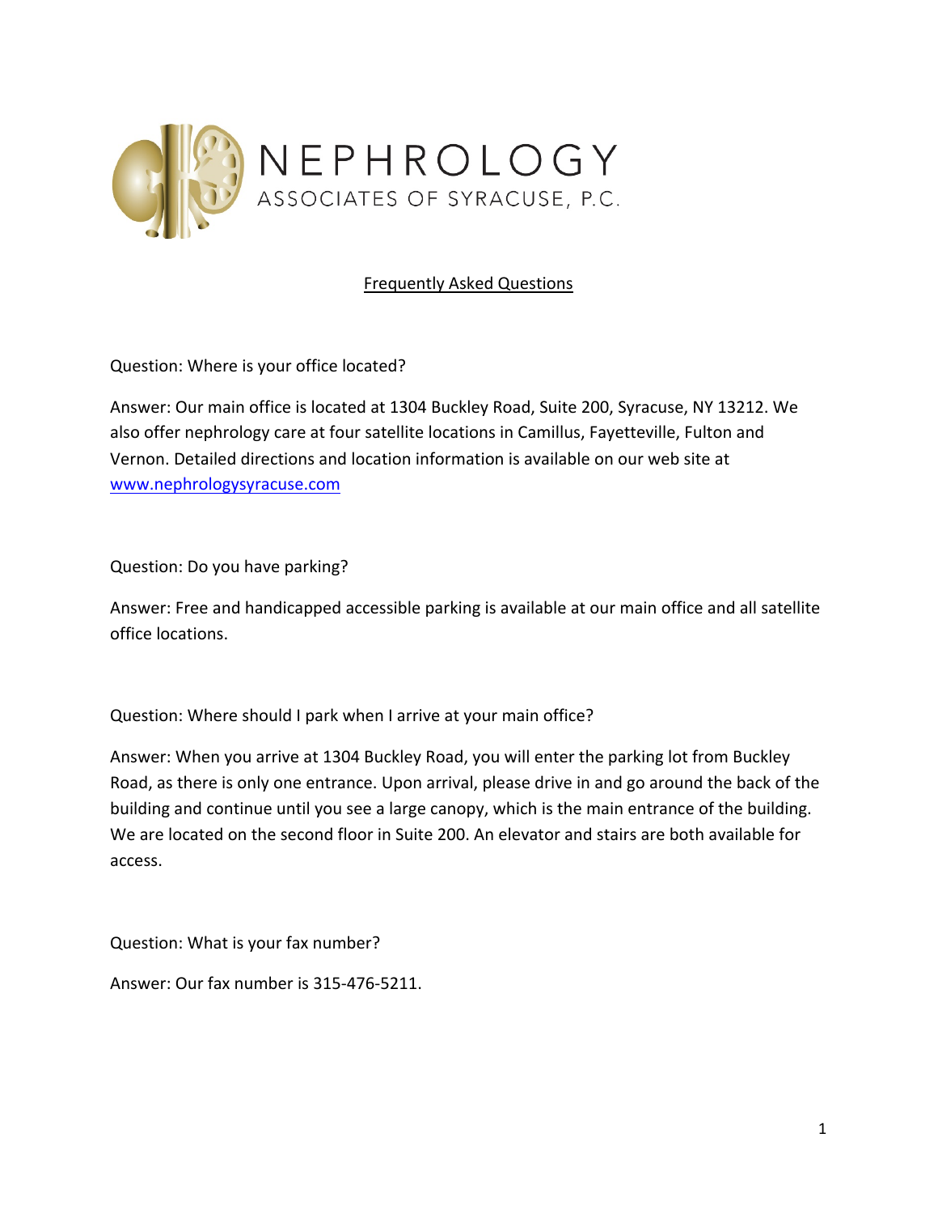# NEPHROLOGY

ASSOCIATES OF SYRACUSE, P.C.

## Frequently Asked Questions

Question: Where is your office located?

Answer: Our main office is located at 1304 Buckley Road, Suite 200, Syracuse, NY 13212. We also offer nephrology care at four satellite locations in Camillus, Fayetteville, Fulton and Vernon. Detailed directions and location information is available on our web site at [www.nephrologysyracuse.com](http://www.nephrologysyracuse.com)

Question: Do you have parking?

Answer: Free and handicapped accessible parking is available at our main office and all satellite office locations.

Question: Where should I park when I arrive at your main office?

Answer: When you arrive at 1304 Buckley Road, you will enter the parking lot from Buckley Road, as there is only one entrance. Upon arrival, please drive in and go around the back of the building and continue until you see a large canopy, which is the main entrance of the building. We are located on the second floor in Suite 200. An elevator and stairs are both available for access.

Question: What is your fax number?

Answer: Our fax number is 315-476-5211.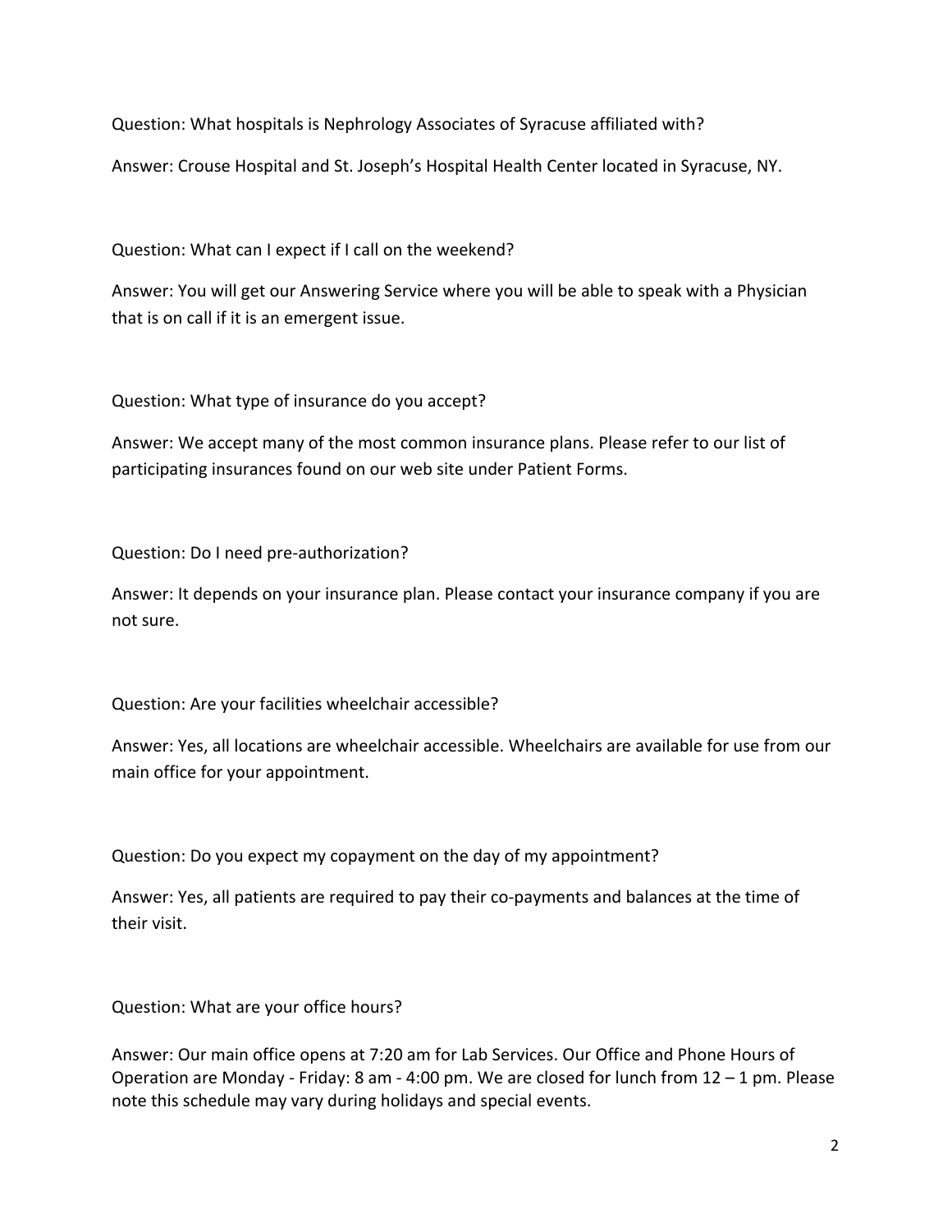Question: What hospitals is Nephrology Associates of Syracuse affiliated with?

Answer: Crouse Hospital and St. Joseph's Hospital Health Center located in Syracuse, NY.

Question: What can I expect if I call on the weekend?

Answer: You will get our Answering Service where you will be able to speak with a Physician that is on call if it is an emergent issue.

Question: What type of insurance do you accept?

Answer: We accept many of the most common insurance plans. Please refer to our list of participating insurances found on our web site under Patient Forms.

Question: Do I need pre-authorization?

Answer: It depends on your insurance plan. Please contact your insurance company if you are not sure.

Question: Are your facilities wheelchair accessible?

Answer: Yes, all locations are wheelchair accessible. Wheelchairs are available for use from our main office for your appointment.

Question: Do you expect my copayment on the day of my appointment?

Answer: Yes, all patients are required to pay their co-payments and balances at the time of their visit.

Question: What are your office hours?

Answer: Our main office opens at 7:20 am for Lab Services. Our Office and Phone Hours of Operation are Monday - Friday: 8 am - 4:00 pm. We are closed for lunch from 12 – 1 pm. Please note this schedule may vary during holidays and special events.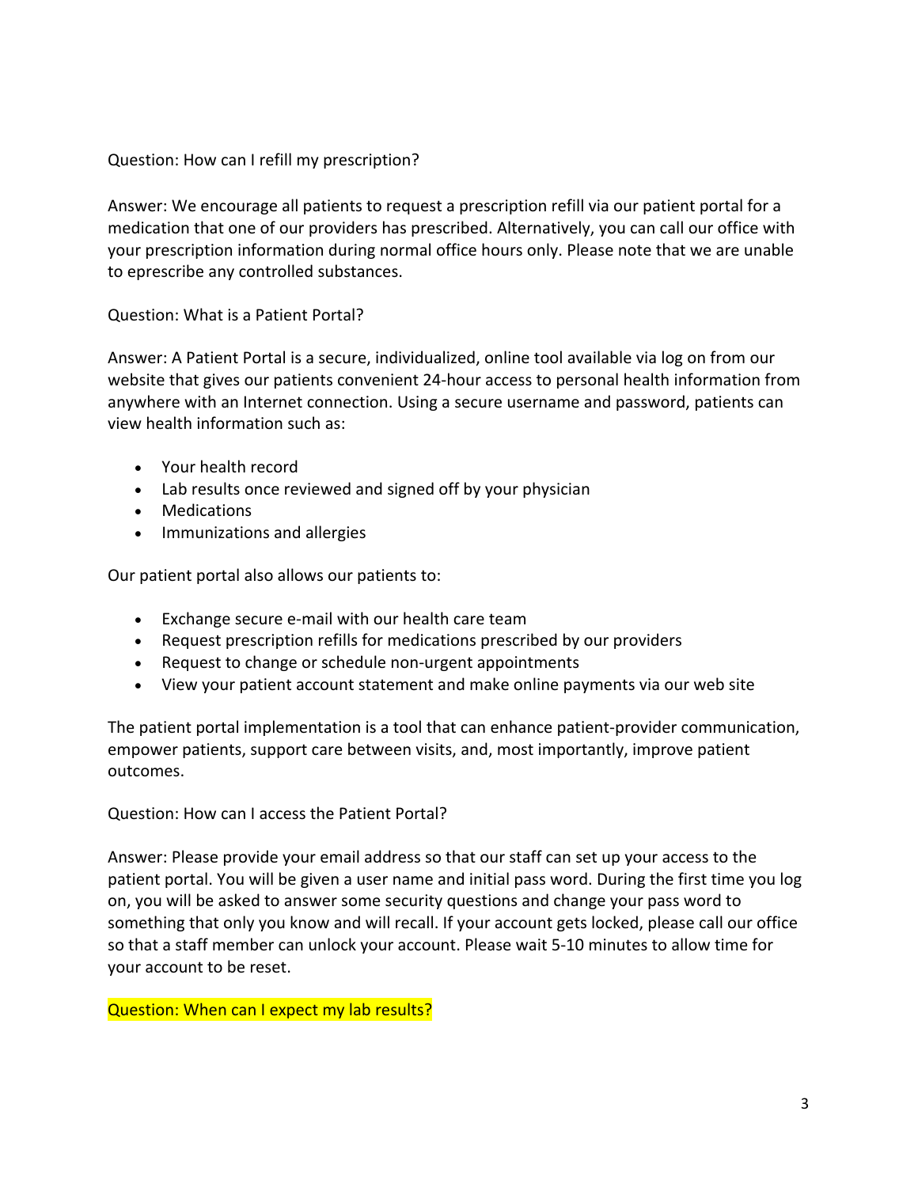Question: How can I refill my prescription?

Answer: We encourage all patients to request a prescription refill via our patient portal for a medication that one of our providers has prescribed. Alternatively, you can call our office with your prescription information during normal office hours only. Please note that we are unable to eprescribe any controlled substances.

Question: What is a Patient Portal?

Answer: A Patient Portal is a secure, individualized, online tool available via log on from our website that gives our patients convenient 24-hour access to personal health information from anywhere with an Internet connection. Using a secure username and password, patients can view health information such as:

- Your health record
- Lab results once reviewed and signed off by your physician
- Medications
- Immunizations and allergies

Our patient portal also allows our patients to:

- Exchange secure e-mail with our health care team
- Request prescription refills for medications prescribed by our providers
- Request to change or schedule non-urgent appointments
- View your patient account statement and make online payments via our web site

The patient portal implementation is a tool that can enhance patient-provider communication, empower patients, support care between visits, and, most importantly, improve patient outcomes.

Question: How can I access the Patient Portal?

Answer: Please provide your email address so that our staff can set up your access to the patient portal. You will be given a user name and initial pass word. During the first time you log on, you will be asked to answer some security questions and change your pass word to something that only you know and will recall. If your account gets locked, please call our office so that a staff member can unlock your account. Please wait 5-10 minutes to allow time for your account to be reset.

Question: When can I expect my lab results?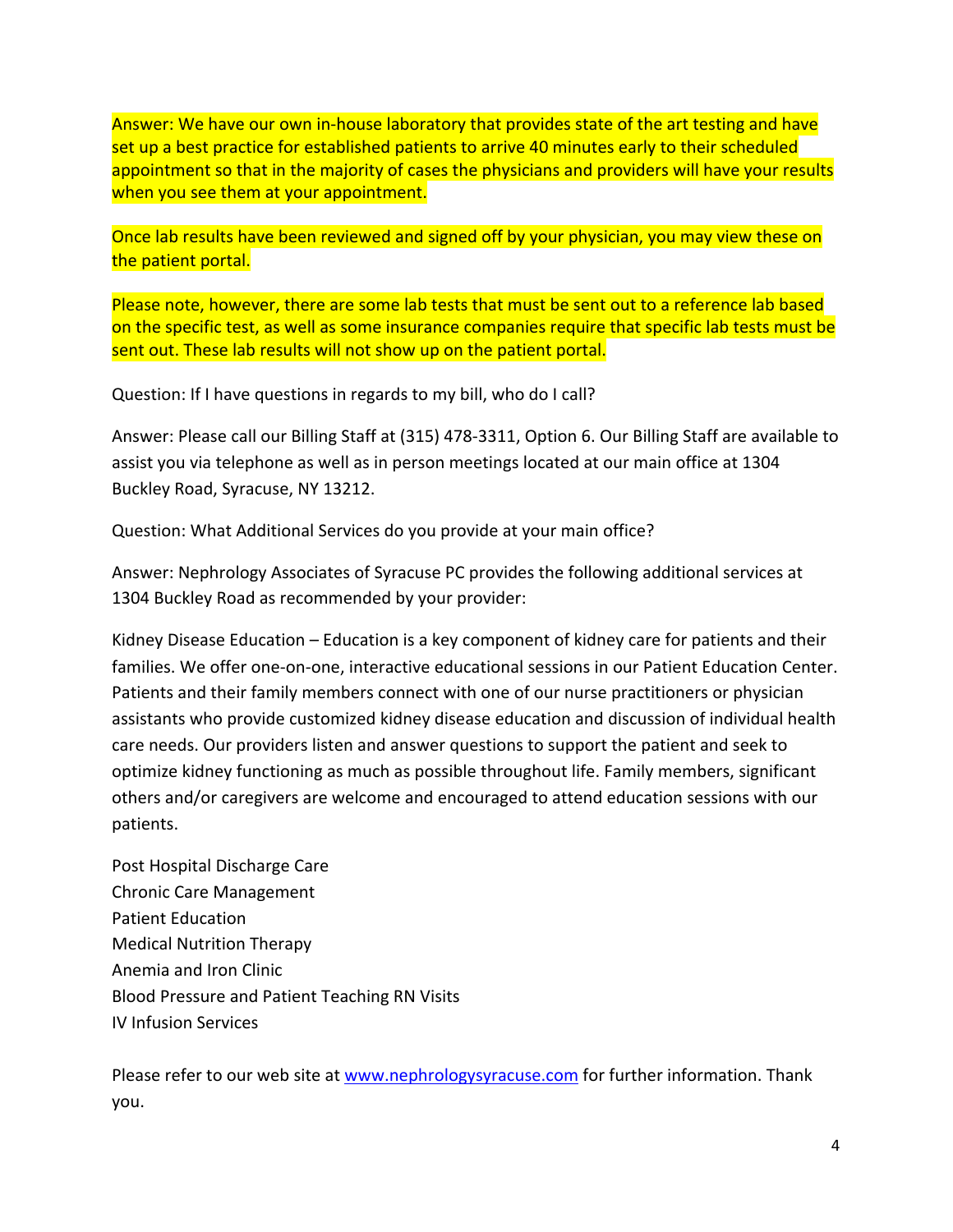Answer: We have our own in-house laboratory that provides state of the art testing and have set up a best practice for established patients to arrive 40 minutes early to their scheduled appointment so that in the majority of cases the physicians and providers will have your results when you see them at your appointment.

Once lab results have been reviewed and signed off by your physician, you may view these on the patient portal.

Please note, however, there are some lab tests that must be sent out to a reference lab based on the specific test, as well as some insurance companies require that specific lab tests must be sent out. These lab results will not show up on the patient portal.

Question: If I have questions in regards to my bill, who do I call?

Answer: Please call our Billing Staff at (315) 478-3311, Option 6. Our Billing Staff are available to assist you via telephone as well as in person meetings located at our main office at 1304 Buckley Road, Syracuse, NY 13212.

Question: What Additional Services do you provide at your main office?

Answer: Nephrology Associates of Syracuse PC provides the following additional services at 1304 Buckley Road as recommended by your provider:

Kidney Disease Education – Education is a key component of kidney care for patients and their families. We offer one-on-one, interactive educational sessions in our Patient Education Center. Patients and their family members connect with one of our nurse practitioners or physician assistants who provide customized kidney disease education and discussion of individual health care needs. Our providers listen and answer questions to support the patient and seek to optimize kidney functioning as much as possible throughout life. Family members, significant others and/or caregivers are welcome and encouraged to attend education sessions with our patients.

Post Hospital Discharge Care
Chronic Care Management
Patient Education
Medical Nutrition Therapy
Anemia and Iron Clinic
Blood Pressure and Patient Teaching RN Visits
IV Infusion Services

Please refer to our web site at [www.nephrologysyracuse.com](http://www.nephrologysyracuse.com) for further information. Thank you.